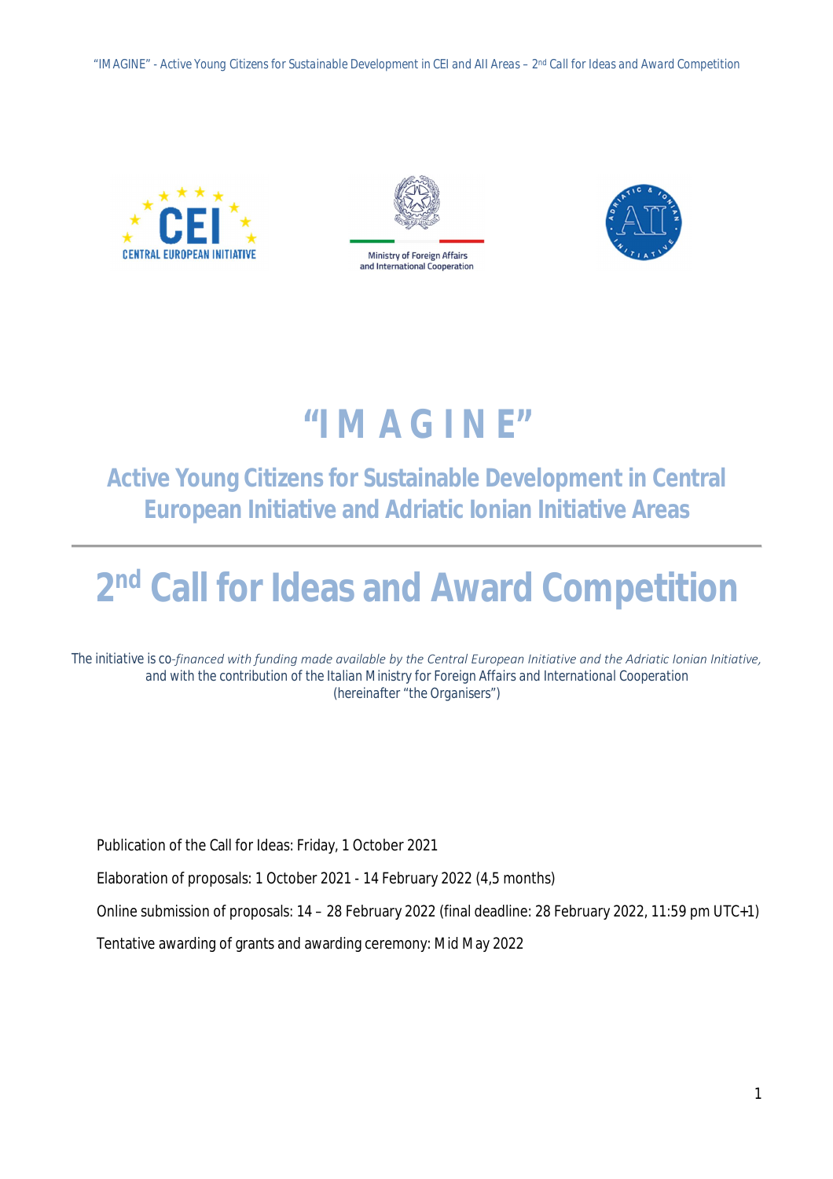# "I M A G I N E"

## Active Young Citizens for Sustainable Development in Central European Initiative and Adriatic Ionian Initiative Areas

# 2nd Call for Ideas and Award Competition

The initiative is co-*financed with funding made available by the Central European Initiative and the Adriatic Ionian Initiative,* and with the contribution of the Italian Ministry for Foreign Affairs and International Cooperation (hereinafter "the Organisers")

Publication of the Call for Ideas: Friday, 1 October 2021

Elaboration of proposals: 1 October 2021 - 14 February 2022 (4,5 months)

Online submission of proposals: 14 – 28 February 2022 (final deadline: 28 February 2022, 11:59 pm UTC+1)

Tentative awarding of grants and awarding ceremony: Mid May 2022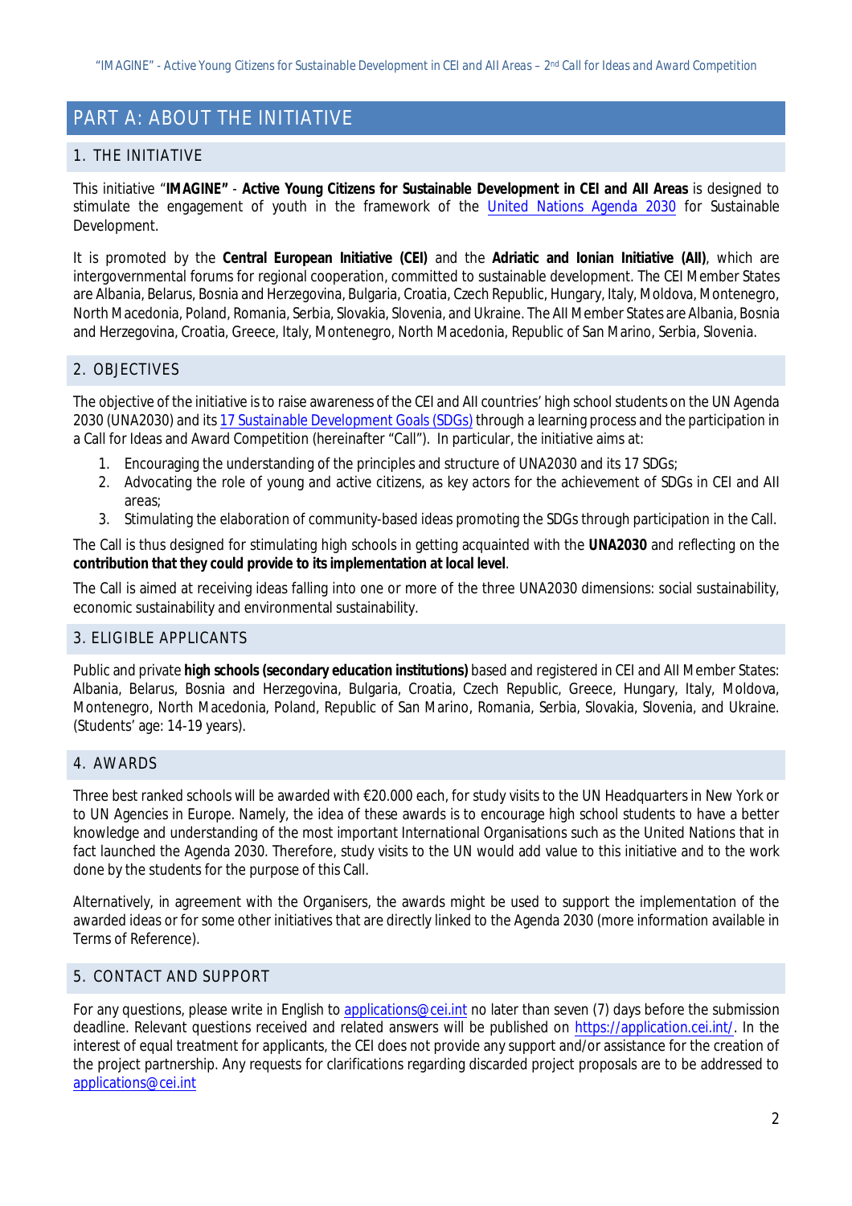# PART A: ABOUT THE INITIATIVE

## 1. THE INITIATIVE

This initiative "**IMAGINE"** - **Active Young Citizens for Sustainable Development in CEI and AII Areas** is designed to stimulate the engagement of youth in the framework of the United Nations Agenda 2030 for Sustainable Development.

It is promoted by the **Central European Initiative (CEI)** and the **Adriatic and Ionian Initiative (AII)**, which are intergovernmental forums for regional cooperation, committed to sustainable development. The CEI Member States are Albania, Belarus, Bosnia and Herzegovina, Bulgaria, Croatia, Czech Republic, Hungary, Italy, Moldova, Montenegro, North Macedonia, Poland, Romania, Serbia, Slovakia, Slovenia, and Ukraine. The AII Member States are Albania, Bosnia and Herzegovina, Croatia, Greece, Italy, Montenegro, North Macedonia, Republic of San Marino, Serbia, Slovenia.

## 2. OBJECTIVES

The objective of the initiative is to raise awareness of the CEI and AII countries' high school students on the UN Agenda 2030 (UNA2030) and its 17 Sustainable Development Goals (SDGs) through a learning process and the participation in a Call for Ideas and Award Competition (hereinafter "Call"). In particular, the initiative aims at:

1. Encouraging the understanding of the principles and structure of UNA2030 and its 17 SDGs;
2. Advocating the role of young and active citizens, as key actors for the achievement of SDGs in CEI and AII areas;
3. Stimulating the elaboration of community-based ideas promoting the SDGs through participation in the Call.

The Call is thus designed for stimulating high schools in getting acquainted with the **UNA2030** and reflecting on the **contribution that they could provide to its implementation at local level**.

The Call is aimed at receiving ideas falling into one or more of the three UNA2030 dimensions: social sustainability, economic sustainability and environmental sustainability.

## 3. ELIGIBLE APPLICANTS

Public and private **high schools (secondary education institutions)** based and registered in CEI and AII Member States: Albania, Belarus, Bosnia and Herzegovina, Bulgaria, Croatia, Czech Republic, Greece, Hungary, Italy, Moldova, Montenegro, North Macedonia, Poland, Republic of San Marino, Romania, Serbia, Slovakia, Slovenia, and Ukraine. (Students' age: 14-19 years).

## 4. AWARDS

Three best ranked schools will be awarded with €20.000 each, for study visits to the UN Headquarters in New York or to UN Agencies in Europe. Namely, the idea of these awards is to encourage high school students to have a better knowledge and understanding of the most important International Organisations such as the United Nations that in fact launched the Agenda 2030. Therefore, study visits to the UN would add value to this initiative and to the work done by the students for the purpose of this Call.

Alternatively, in agreement with the Organisers, the awards might be used to support the implementation of the awarded ideas or for some other initiatives that are directly linked to the Agenda 2030 (more information available in Terms of Reference).

## 5. CONTACT AND SUPPORT

For any questions, please write in English to applications@cei.int no later than seven (7) days before the submission deadline. Relevant questions received and related answers will be published on https://application.cei.int/. In the interest of equal treatment for applicants, the CEI does not provide any support and/or assistance for the creation of the project partnership. Any requests for clarifications regarding discarded project proposals are to be addressed to applications@cei.int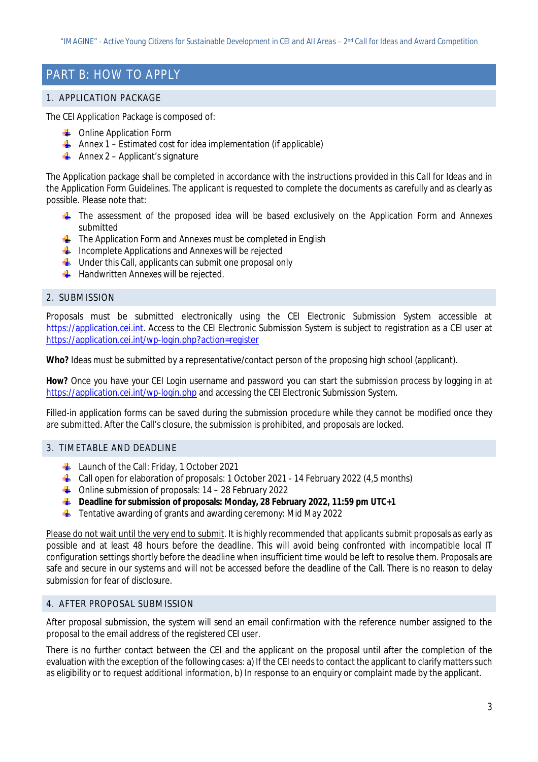# PART B: HOW TO APPLY

## 1. APPLICATION PACKAGE

The CEI Application Package is composed of:

- Online Application Form
- Annex 1 – Estimated cost for idea implementation (if applicable)
- Annex 2 – Applicant's signature

The Application package shall be completed in accordance with the instructions provided in this Call for Ideas and in the Application Form Guidelines. The applicant is requested to complete the documents as carefully and as clearly as possible. Please note that:

- The assessment of the proposed idea will be based exclusively on the Application Form and Annexes submitted
- The Application Form and Annexes must be completed in English
- Incomplete Applications and Annexes will be rejected
- Under this Call, applicants can submit one proposal only
- Handwritten Annexes will be rejected.

## 2. SUBMISSION

Proposals must be submitted electronically using the CEI Electronic Submission System accessible at [https://application.cei.int](https://application.cei.int). Access to the CEI Electronic Submission System is subject to registration as a CEI user at [https://application.cei.int/wp-login.php?action=register](https://application.cei.int/wp-login.php?action=register)

**Who?** Ideas must be submitted by a representative/contact person of the proposing high school (applicant).

**How?** Once you have your CEI Login username and password you can start the submission process by logging in at [https://application.cei.int/wp-login.php](https://application.cei.int/wp-login.php) and accessing the CEI Electronic Submission System.

Filled-in application forms can be saved during the submission procedure while they cannot be modified once they are submitted. After the Call's closure, the submission is prohibited, and proposals are locked.

## 3. TIMETABLE AND DEADLINE

- Launch of the Call: Friday, 1 October 2021
- Call open for elaboration of proposals: 1 October 2021 - 14 February 2022 (4,5 months)
- Online submission of proposals: 14 – 28 February 2022
- **Deadline for submission of proposals: Monday, 28 February 2022, 11:59 pm UTC+1**
- Tentative awarding of grants and awarding ceremony: Mid May 2022

<u>Please do not wait until the very end to submit</u>. It is highly recommended that applicants submit proposals as early as possible and at least 48 hours before the deadline. This will avoid being confronted with incompatible local IT configuration settings shortly before the deadline when insufficient time would be left to resolve them. Proposals are safe and secure in our systems and will not be accessed before the deadline of the Call. There is no reason to delay submission for fear of disclosure.

## 4. AFTER PROPOSAL SUBMISSION

After proposal submission, the system will send an email confirmation with the reference number assigned to the proposal to the email address of the registered CEI user.

There is no further contact between the CEI and the applicant on the proposal until after the completion of the evaluation with the exception of the following cases: a) If the CEI needs to contact the applicant to clarify matters such as eligibility or to request additional information, b) In response to an enquiry or complaint made by the applicant.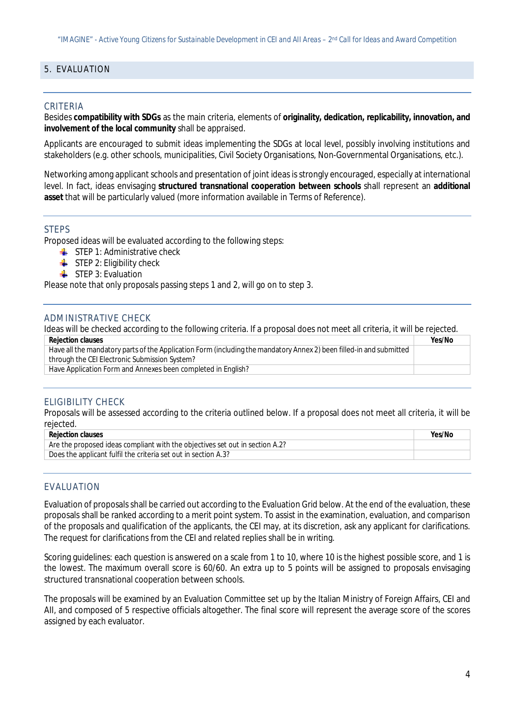## 5. EVALUATION

### CRITERIA

Besides **compatibility with SDGs** as the main criteria, elements of **originality, dedication, replicability, innovation, and involvement of the local community** shall be appraised.

Applicants are encouraged to submit ideas implementing the SDGs at local level, possibly involving institutions and stakeholders (e.g. other schools, municipalities, Civil Society Organisations, Non-Governmental Organisations, etc.).

Networking among applicant schools and presentation of joint ideas is strongly encouraged, especially at international level. In fact, ideas envisaging **structured transnational cooperation between schools** shall represent an **additional asset** that will be particularly valued (more information available in Terms of Reference).

### STEPS

Proposed ideas will be evaluated according to the following steps:

- STEP 1: Administrative check
- STEP 2: Eligibility check
- STEP 3: Evaluation

Please note that only proposals passing steps 1 and 2, will go on to step 3.

### ADMINISTRATIVE CHECK

Ideas will be checked according to the following criteria. If a proposal does not meet all criteria, it will be rejected.

| Rejection clauses | Yes/No |
|---|---|
| Have all the mandatory parts of the Application Form (including the mandatory Annex 2) been filled-in and submitted through the CEI Electronic Submission System? | |
| Have Application Form and Annexes been completed in English? | |

### ELIGIBILITY CHECK

Proposals will be assessed according to the criteria outlined below. If a proposal does not meet all criteria, it will be rejected.

| Rejection clauses | Yes/No |
|---|---|
| Are the proposed ideas compliant with the objectives set out in section A.2? | |
| Does the applicant fulfil the criteria set out in section A.3? | |

### EVALUATION

Evaluation of proposals shall be carried out according to the Evaluation Grid below. At the end of the evaluation, these proposals shall be ranked according to a merit point system. To assist in the examination, evaluation, and comparison of the proposals and qualification of the applicants, the CEI may, at its discretion, ask any applicant for clarifications. The request for clarifications from the CEI and related replies shall be in writing.

Scoring guidelines: each question is answered on a scale from 1 to 10, where 10 is the highest possible score, and 1 is the lowest. The maximum overall score is 60/60. An extra up to 5 points will be assigned to proposals envisaging structured transnational cooperation between schools.

The proposals will be examined by an Evaluation Committee set up by the Italian Ministry of Foreign Affairs, CEI and AII, and composed of 5 respective officials altogether. The final score will represent the average score of the scores assigned by each evaluator.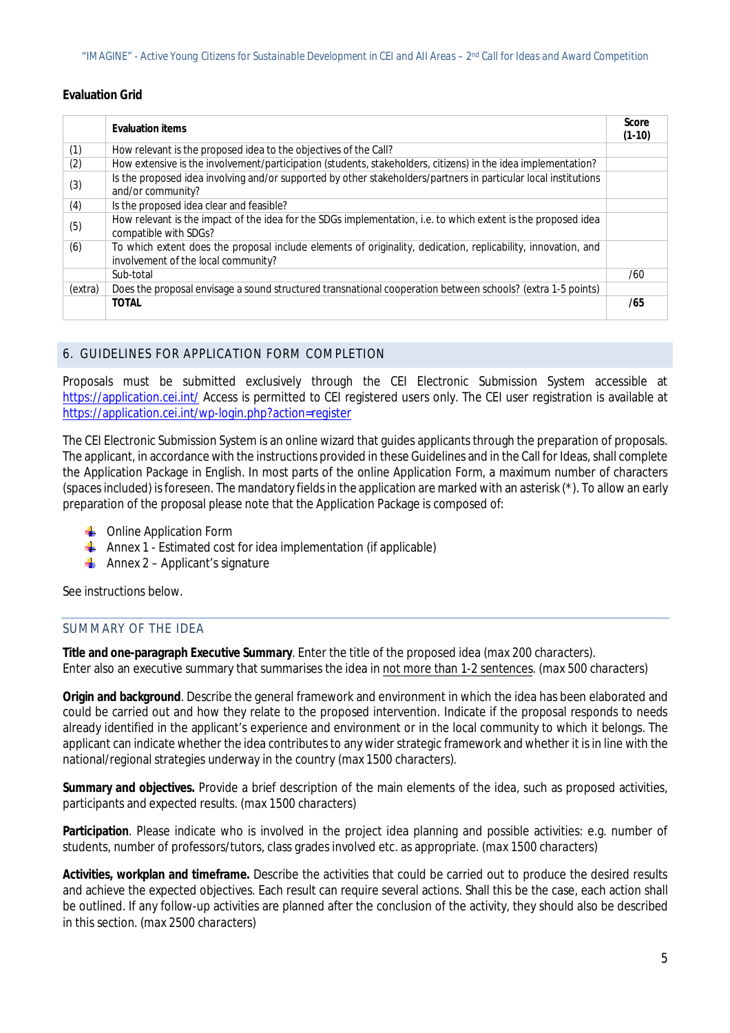**Evaluation Grid**

| | Evaluation items | Score (1-10) |
|---|---|---|
| (1) | How relevant is the proposed idea to the objectives of the Call? | |
| (2) | How extensive is the involvement/participation (students, stakeholders, citizens) in the idea implementation? | |
| (3) | Is the proposed idea involving and/or supported by other stakeholders/partners in particular local institutions and/or community? | |
| (4) | Is the proposed idea clear and feasible? | |
| (5) | How relevant is the impact of the idea for the SDGs implementation, i.e. to which extent is the proposed idea compatible with SDGs? | |
| (6) | To which extent does the proposal include elements of originality, dedication, replicability, innovation, and involvement of the local community? | |
| | Sub-total | /60 |
| (extra) | Does the proposal envisage a sound structured transnational cooperation between schools? (extra 1-5 points) | |
| | **TOTAL** | **/65** |

## 6. GUIDELINES FOR APPLICATION FORM COMPLETION

Proposals must be submitted exclusively through the CEI Electronic Submission System accessible at https://application.cei.int/ Access is permitted to CEI registered users only. The CEI user registration is available at https://application.cei.int/wp-login.php?action=register

The CEI Electronic Submission System is an online wizard that guides applicants through the preparation of proposals. The applicant, in accordance with the instructions provided in these Guidelines and in the Call for Ideas, shall complete the Application Package in English. In most parts of the online Application Form, a maximum number of characters (spaces included) is foreseen. The mandatory fields in the application are marked with an asterisk (*). To allow an early preparation of the proposal please note that the Application Package is composed of:

- Online Application Form
- Annex 1 - Estimated cost for idea implementation (if applicable)
- Annex 2 – Applicant's signature

See instructions below.

### SUMMARY OF THE IDEA

**Title and one-paragraph Executive Summary**. Enter the title of the proposed idea (max 200 characters). Enter also an executive summary that summarises the idea in not more than 1-2 sentences. (max 500 characters)

**Origin and background**. Describe the general framework and environment in which the idea has been elaborated and could be carried out and how they relate to the proposed intervention. Indicate if the proposal responds to needs already identified in the applicant's experience and environment or in the local community to which it belongs. The applicant can indicate whether the idea contributes to any wider strategic framework and whether it is in line with the national/regional strategies underway in the country (max 1500 characters).

**Summary and objectives.** Provide a brief description of the main elements of the idea, such as proposed activities, participants and expected results. (max 1500 characters)

**Participation**. Please indicate who is involved in the project idea planning and possible activities: e.g. number of students, number of professors/tutors, class grades involved etc. as appropriate. (max 1500 characters)

**Activities, workplan and timeframe.** Describe the activities that could be carried out to produce the desired results and achieve the expected objectives. Each result can require several actions. Shall this be the case, each action shall be outlined. If any follow-up activities are planned after the conclusion of the activity, they should also be described in this section. (max 2500 characters)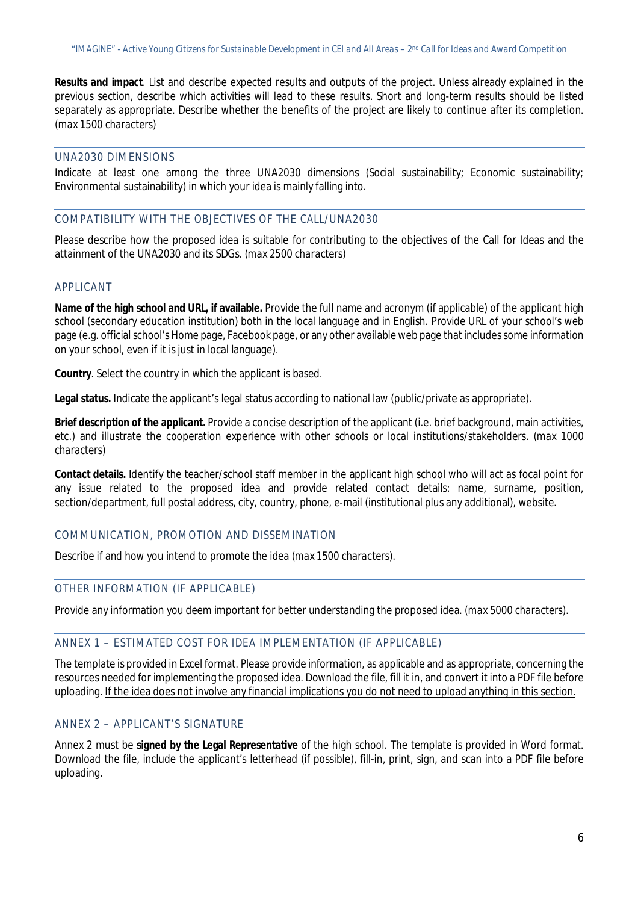**Results and impact**. List and describe expected results and outputs of the project. Unless already explained in the previous section, describe which activities will lead to these results. Short and long-term results should be listed separately as appropriate. Describe whether the benefits of the project are likely to continue after its completion. *(max 1500 characters)*

## UNA2030 DIMENSIONS

Indicate at least one among the three UNA2030 dimensions (Social sustainability; Economic sustainability; Environmental sustainability) in which your idea is mainly falling into.

## COMPATIBILITY WITH THE OBJECTIVES OF THE CALL/UNA2030

Please describe how the proposed idea is suitable for contributing to the objectives of the Call for Ideas and the attainment of the UNA2030 and its SDGs. *(max 2500 characters)*

## APPLICANT

**Name of the high school and URL, if available.** Provide the full name and acronym (if applicable) of the applicant high school (secondary education institution) both in the local language and in English. Provide URL of your school's web page (e.g. official school's Home page, Facebook page, or any other available web page that includes some information on your school, even if it is just in local language).

**Country**. Select the country in which the applicant is based.

**Legal status.** Indicate the applicant's legal status according to national law (public/private as appropriate).

**Brief description of the applicant.** Provide a concise description of the applicant (i.e. brief background, main activities, etc.) and illustrate the cooperation experience with other schools or local institutions/stakeholders. *(max 1000 characters)*

**Contact details.** Identify the teacher/school staff member in the applicant high school who will act as focal point for any issue related to the proposed idea and provide related contact details: name, surname, position, section/department, full postal address, city, country, phone, e-mail (institutional plus any additional), website.

## COMMUNICATION, PROMOTION AND DISSEMINATION

Describe if and how you intend to promote the idea *(max 1500 characters)*.

## OTHER INFORMATION (IF APPLICABLE)

Provide any information you deem important for better understanding the proposed idea. *(max 5000 characters)*.

## ANNEX 1 – ESTIMATED COST FOR IDEA IMPLEMENTATION (IF APPLICABLE)

The template is provided in Excel format. Please provide information, as applicable and as appropriate, concerning the resources needed for implementing the proposed idea. Download the file, fill it in, and convert it into a PDF file before uploading. <u>If the idea does not involve any financial implications you do not need to upload anything in this section.</u>

## ANNEX 2 – APPLICANT'S SIGNATURE

Annex 2 must be **signed by the Legal Representative** of the high school. The template is provided in Word format. Download the file, include the applicant's letterhead (if possible), fill-in, print, sign, and scan into a PDF file before uploading.